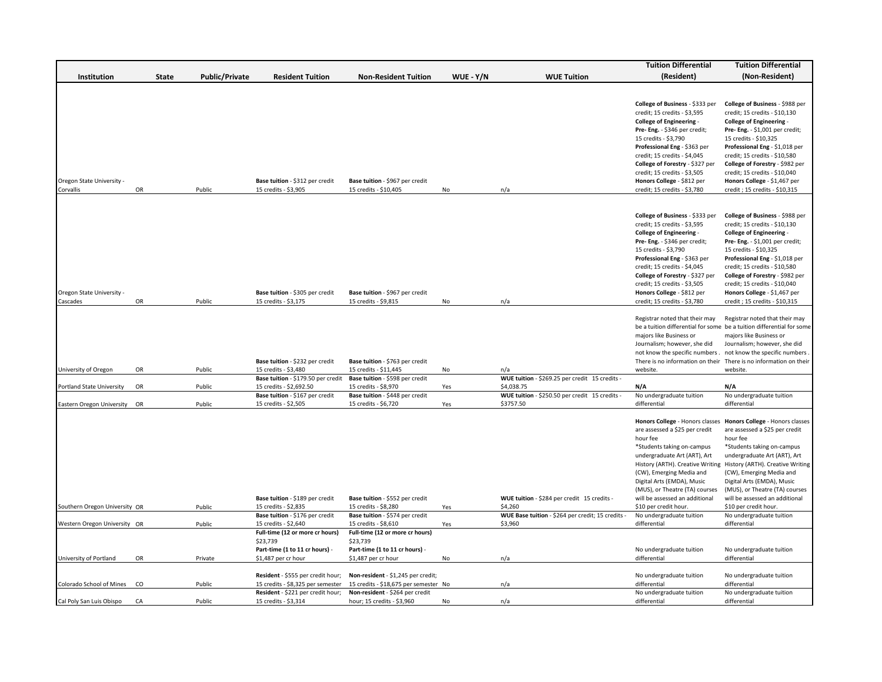| Institution | State | Public/Private | Resident Tuition | Non-Resident Tuition | WUE - Y/N | WUE Tuition | Tuition Differential (Resident) | Tuition Differential (Non-Resident) |
|---|---|---|---|---|---|---|---|---|
| Oregon State University - Corvallis | OR | Public | **Base tuition** - $312 per credit 15 credits - $3,905 | **Base tuition** - $967 per credit 15 credits - $10,405 | No | n/a | **College of Business** - $333 per credit; 15 credits - $3,595 **College of Engineering** - **Pre- Eng.** - $346 per credit; 15 credits - $3,790 **Professional Eng** - $363 per credit; 15 credits - $4,045 **College of Forestry** - $327 per credit; 15 credits - $3,505 **Honors College** - $812 per credit; 15 credits - $3,780 | **College of Business** - $988 per credit; 15 credits - $10,130 **College of Engineering** - **Pre- Eng.** - $1,001 per credit; 15 credits - $10,325 **Professional Eng** - $1,018 per credit; 15 credits - $10,580 **College of Forestry** - $982 per credit; 15 credits - $10,040 **Honors College** - $1,467 per credit ; 15 credits - $10,315 |
| Oregon State University - Cascades | OR | Public | **Base tuition** - $305 per credit 15 credits - $3,175 | **Base tuition** - $967 per credit 15 credits - $9,815 | No | n/a | **College of Business** - $333 per credit; 15 credits - $3,595 **College of Engineering** - **Pre- Eng.** - $346 per credit; 15 credits - $3,790 **Professional Eng** - $363 per credit; 15 credits - $4,045 **College of Forestry** - $327 per credit; 15 credits - $3,505 **Honors College** - $812 per credit; 15 credits - $3,780 | **College of Business** - $988 per credit; 15 credits - $10,130 **College of Engineering** - **Pre- Eng.** - $1,001 per credit; 15 credits - $10,325 **Professional Eng** - $1,018 per credit; 15 credits - $10,580 **College of Forestry** - $982 per credit; 15 credits - $10,040 **Honors College** - $1,467 per credit ; 15 credits - $10,315 |
| University of Oregon | OR | Public | **Base tuition** - $232 per credit 15 credits - $3,480 | **Base tuition** - $763 per credit 15 credits - $11,445 | No | n/a | Registrar noted that their may be a tuition differential for some majors like Business or Journalism; however, she did not know the specific numbers . There is no information on their website. | Registrar noted that their may be a tuition differential for some majors like Business or Journalism; however, she did not know the specific numbers . There is no information on their website. |
| Portland State University | OR | Public | **Base tuition** - $179.50 per credit 15 credits - $2,692.50 | **Base tuition** - $598 per credit 15 credits - $8,970 | Yes | **WUE tuition** - $269.25 per credit 15 credits - $4,038.75 | **N/A** | **N/A** |
| Eastern Oregon University | OR | Public | **Base tuition** - $167 per credit 15 credits - $2,505 | **Base tuition** - $448 per credit 15 credits - $6,720 | Yes | **WUE tuition** - $250.50 per credit 15 credits - $3757.50 | No undergraduate tuition differential | No undergraduate tuition differential |
| Southern Oregon University | OR | Public | **Base tuition** - $189 per credit 15 credits - $2,835 | **Base tuition** - $552 per credit 15 credits - $8,280 | Yes | **WUE tuition** - $284 per credit 15 credits - $4,260 | **Honors College** - Honors classes are assessed a $25 per credit hour fee *Students taking on-campus undergraduate Art (ART), Art History (ARTH). Creative Writing (CW), Emerging Media and Digital Arts (EMDA), Music (MUS), or Theatre (TA) courses will be assessed an additional $10 per credit hour. | **Honors College** - Honors classes are assessed a $25 per credit hour fee *Students taking on-campus undergraduate Art (ART), Art History (ARTH). Creative Writing (CW), Emerging Media and Digital Arts (EMDA), Music (MUS), or Theatre (TA) courses will be assessed an additional $10 per credit hour. |
| Western Oregon University | OR | Public | **Base tuition** - $176 per credit 15 credits - $2,640 | **Base tuition** - $574 per credit 15 credits - $8,610 | Yes | **WUE Base tuition** - $264 per credit; 15 credits - $3,960 | No undergraduate tuition differential | No undergraduate tuition differential |
| University of Portland | OR | Private | **Full-time (12 or more cr hours)** $23,739 **Part-time (1 to 11 cr hours)** - $1,487 per cr hour | **Full-time (12 or more cr hours)** $23,739 **Part-time (1 to 11 cr hours)** - $1,487 per cr hour | No | n/a | No undergraduate tuition differential | No undergraduate tuition differential |
| Colorado School of Mines | CO | Public | **Resident** - $555 per credit hour; 15 credits - $8,325 per semester | **Non-resident** - $1,245 per credit; 15 credits - $18,675 per semester | No | n/a | No undergraduate tuition differential | No undergraduate tuition differential |
| Cal Poly San Luis Obispo | CA | Public | **Resident** - $221 per credit hour; 15 credits - $3,314 | **Non-resident** - $264 per credit hour; 15 credits - $3,960 | No | n/a | No undergraduate tuition differential | No undergraduate tuition differential |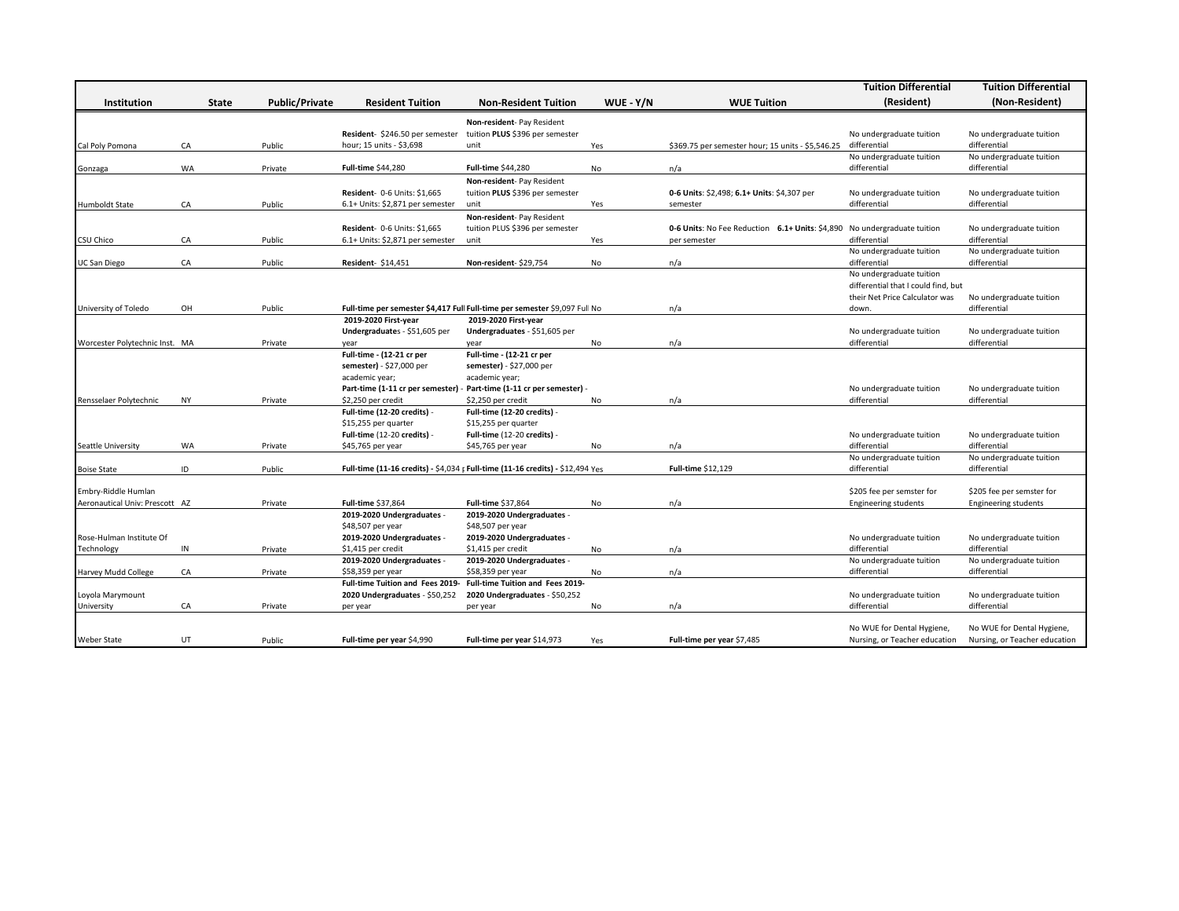| Institution | State | Public/Private | Resident Tuition | Non-Resident Tuition | WUE - Y/N | WUE Tuition | Tuition Differential (Resident) | Tuition Differential (Non-Resident) |
|---|---|---|---|---|---|---|---|---|
| Cal Poly Pomona | CA | Public | **Resident**- $246.50 per semester hour; 15 units - $3,698 | **Non-resident**- Pay Resident tuition **PLUS** $396 per semester unit | Yes | $369.75 per semester hour; 15 units - $5,546.25 | No undergraduate tuition differential | No undergraduate tuition differential |
| Gonzaga | WA | Private | **Full-time** $44,280 | **Full-time** $44,280 | No | n/a | No undergraduate tuition differential | No undergraduate tuition differential |
| Humboldt State | CA | Public | **Resident**- 0-6 Units: $1,665 6.1+ Units: $2,871 per semester | **Non-resident**- Pay Resident tuition **PLUS** $396 per semester unit | Yes | **0-6 Units**: $2,498; **6.1+ Units**: $4,307 per semester | No undergraduate tuition differential | No undergraduate tuition differential |
| CSU Chico | CA | Public | **Resident**- 0-6 Units: $1,665 6.1+ Units: $2,871 per semester | **Non-resident**- Pay Resident tuition PLUS $396 per semester unit | Yes | **0-6 Units**: No Fee Reduction **6.1+ Units**: $4,890 per semester | No undergraduate tuition differential | No undergraduate tuition differential |
| UC San Diego | CA | Public | **Resident**- $14,451 | **Non-resident**- $29,754 | No | n/a | No undergraduate tuition differential | No undergraduate tuition differential |
| University of Toledo | OH | Public | **Full-time per semester** $4,417 Full | **Full-time per semester** $9,097 Full | No | n/a | No undergraduate tuition differential that I could find, but their Net Price Calculator was down. | No undergraduate tuition differential |
| Worcester Polytechnic Inst. | MA | Private | **2019-2020 First-year Undergraduates** - $51,605 per year | **2019-2020 First-year Undergraduates** - $51,605 per year | No | n/a | No undergraduate tuition differential | No undergraduate tuition differential |
| Rensselaer Polytechnic | NY | Private | **Full-time - (12-21 cr per semester)** - $27,000 per academic year; **Part-time (1-11 cr per semester)** - $2,250 per credit | **Full-time - (12-21 cr per semester)** - $27,000 per academic year; **Part-time (1-11 cr per semester)** - $2,250 per credit | No | n/a | No undergraduate tuition differential | No undergraduate tuition differential |
| Seattle University | WA | Private | **Full-time (12-20 credits)** - $15,255 per quarter **Full-time** (12-20 **credits**) - $45,765 per year | **Full-time (12-20 credits)** - $15,255 per quarter **Full-time** (12-20 **credits**) - $45,765 per year | No | n/a | No undergraduate tuition differential | No undergraduate tuition differential |
| Boise State | ID | Public | **Full-time (11-16 credits)** - $4,034 p | **Full-time (11-16 credits)** - $12,494 | Yes | **Full-time** $12,129 | No undergraduate tuition differential | No undergraduate tuition differential |
| Embry-Riddle Humlan Aeronautical Univ: Prescott | AZ | Private | **Full-time** $37,864 | **Full-time** $37,864 | No | n/a | $205 fee per semster for Engineering students | $205 fee per semster for Engineering students |
| Rose-Hulman Institute Of Technology | IN | Private | **2019-2020 Undergraduates** - $48,507 per year **2019-2020 Undergraduates** - $1,415 per credit | **2019-2020 Undergraduates** - $48,507 per year **2019-2020 Undergraduates** - $1,415 per credit | No | n/a | No undergraduate tuition differential | No undergraduate tuition differential |
| Harvey Mudd College | CA | Private | **2019-2020 Undergraduates** - $58,359 per year | **2019-2020 Undergraduates** - $58,359 per year | No | n/a | No undergraduate tuition differential | No undergraduate tuition differential |
| Loyola Marymount University | CA | Private | **Full-time Tuition and Fees 2019-2020 Undergraduates** - $50,252 per year | **Full-time Tuition and Fees 2019-2020 Undergraduates** - $50,252 per year | No | n/a | No undergraduate tuition differential | No undergraduate tuition differential |
| Weber State | UT | Public | **Full-time per year** $4,990 | **Full-time per year** $14,973 | Yes | **Full-time per year** $7,485 | No WUE for Dental Hygiene, Nursing, or Teacher education | No WUE for Dental Hygiene, Nursing, or Teacher education |